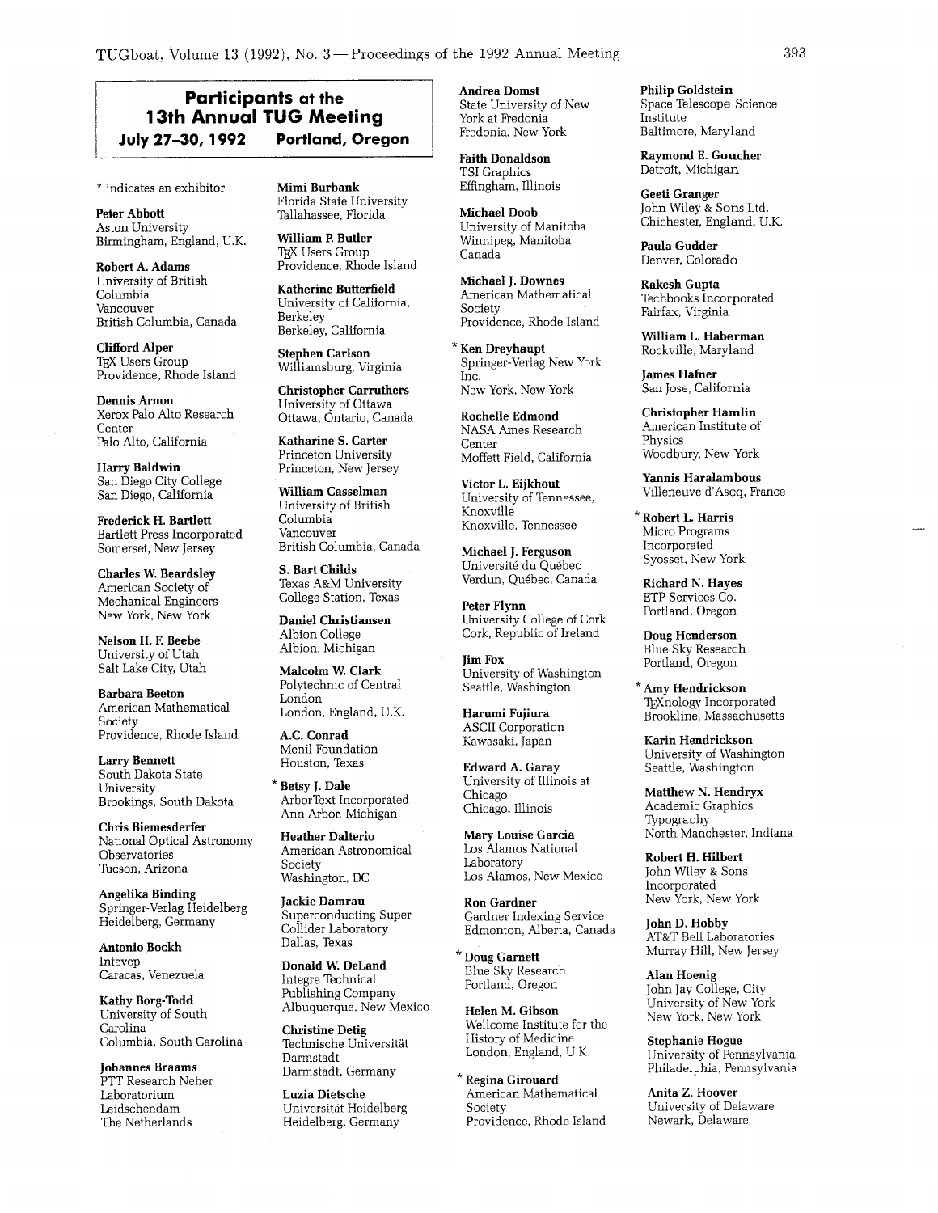## Participants at the 13th Annual TUG Meeting

**July 27–30, 1992 Portland, Oregon**

* indicates an exhibitor

**Peter Abbott**
Aston University
Birmingham, England, U.K.

**Robert A. Adams**
University of British Columbia
Vancouver
British Columbia, Canada

**Clifford Alper**
TEX Users Group
Providence, Rhode Island

**Dennis Arnon**
Xerox Palo Alto Research Center
Palo Alto, California

**Harry Baldwin**
San Diego City College
San Diego, California

**Frederick H. Bartlett**
Bartlett Press Incorporated
Somerset, New Jersey

**Charles W. Beardsley**
American Society of Mechanical Engineers
New York, New York

**Nelson H. F. Beebe**
University of Utah
Salt Lake City, Utah

**Barbara Beeton**
American Mathematical Society
Providence, Rhode Island

**Larry Bennett**
South Dakota State University
Brookings, South Dakota

**Chris Biemesderfer**
National Optical Astronomy Observatories
Tucson, Arizona

**Angelika Binding**
Springer-Verlag Heidelberg
Heidelberg, Germany

**Antonio Bockh**
Intevep
Caracas, Venezuela

**Kathy Borg-Todd**
University of South Carolina
Columbia, South Carolina

**Johannes Braams**
PTT Research Neher Laboratorium
Leidschendam
The Netherlands

**Mimi Burbank**
Florida State University
Tallahassee, Florida

**William P. Butler**
TEX Users Group
Providence, Rhode Island

**Katherine Butterfield**
University of California, Berkeley
Berkeley, California

**Stephen Carlson**
Williamsburg, Virginia

**Christopher Carruthers**
University of Ottawa
Ottawa, Ontario, Canada

**Katharine S. Carter**
Princeton University
Princeton, New Jersey

**William Casselman**
University of British Columbia
Vancouver
British Columbia, Canada

**S. Bart Childs**
Texas A&M University
College Station, Texas

**Daniel Christiansen**
Albion College
Albion, Michigan

**Malcolm W. Clark**
Polytechnic of Central London
London, England, U.K.

**A.C. Conrad**
Menil Foundation
Houston, Texas

* **Betsy J. Dale**
ArborText Incorporated
Ann Arbor, Michigan

**Heather Dalterio**
American Astronomical Society
Washington, DC

**Jackie Damrau**
Superconducting Super Collider Laboratory
Dallas, Texas

**Donald W. DeLand**
Integre Technical Publishing Company
Albuquerque, New Mexico

**Christine Detig**
Technische Universität Darmstadt
Darmstadt, Germany

**Luzia Dietsche**
Universität Heidelberg
Heidelberg, Germany

**Andrea Domst**
State University of New York at Fredonia
Fredonia, New York

**Faith Donaldson**
TSI Graphics
Effingham, Illinois

**Michael Doob**
University of Manitoba
Winnipeg, Manitoba
Canada

**Michael J. Downes**
American Mathematical Society
Providence, Rhode Island

* **Ken Dreyhaupt**
Springer-Verlag New York Inc.
New York, New York

**Rochelle Edmond**
NASA Ames Research Center
Moffett Field, California

**Victor L. Eijkhout**
University of Tennessee, Knoxville
Knoxville, Tennessee

**Michael J. Ferguson**
Université du Québec
Verdun, Québec, Canada

**Peter Flynn**
University College of Cork
Cork, Republic of Ireland

**Jim Fox**
University of Washington
Seattle, Washington

**Harumi Fujiura**
ASCII Corporation
Kawasaki, Japan

**Edward A. Garay**
University of Illinois at Chicago
Chicago, Illinois

**Mary Louise Garcia**
Los Alamos National Laboratory
Los Alamos, New Mexico

**Ron Gardner**
Gardner Indexing Service
Edmonton, Alberta, Canada

* **Doug Garnett**
Blue Sky Research
Portland, Oregon

**Helen M. Gibson**
Wellcome Institute for the History of Medicine
London, England, U.K.

* **Regina Girouard**
American Mathematical Society
Providence, Rhode Island

**Philip Goldstein**
Space Telescope Science Institute
Baltimore, Maryland

**Raymond E. Goucher**
Detroit, Michigan

**Geeti Granger**
John Wiley & Sons Ltd.
Chichester, England, U.K.

**Paula Gudder**
Denver, Colorado

**Rakesh Gupta**
Techbooks Incorporated
Fairfax, Virginia

**William L. Haberman**
Rockville, Maryland

**James Hafner**
San Jose, California

**Christopher Hamlin**
American Institute of Physics
Woodbury, New York

**Yannis Haralambous**
Villeneuve d'Ascq, France

* **Robert L. Harris**
Micro Programs Incorporated
Syosset, New York

**Richard N. Hayes**
ETP Services Co.
Portland, Oregon

**Doug Henderson**
Blue Sky Research
Portland, Oregon

* **Amy Hendrickson**
TEXnology Incorporated
Brookline, Massachusetts

**Karin Hendrickson**
University of Washington
Seattle, Washington

**Matthew N. Hendryx**
Academic Graphics Typography
North Manchester, Indiana

**Robert H. Hilbert**
John Wiley & Sons Incorporated
New York, New York

**John D. Hobby**
AT&T Bell Laboratories
Murray Hill, New Jersey

**Alan Hoenig**
John Jay College, City University of New York
New York, New York

**Stephanie Hogue**
University of Pennsylvania
Philadelphia, Pennsylvania

**Anita Z. Hoover**
University of Delaware
Newark, Delaware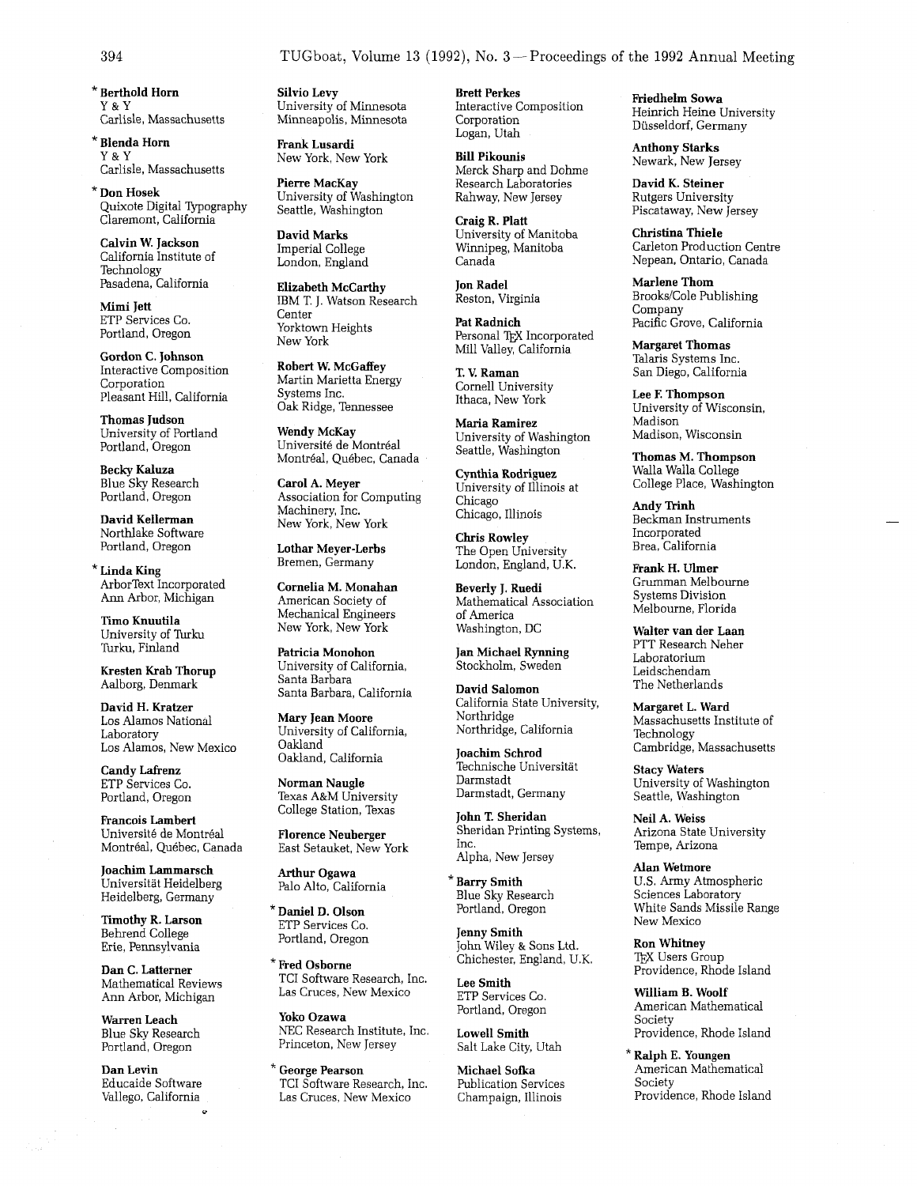\* **Berthold Horn**
Y & Y
Carlisle, Massachusetts

\* **Blenda Horn**
Y & Y
Carlisle, Massachusetts

\* **Don Hosek**
Quixote Digital Typography
Claremont, California

**Calvin W. Jackson**
California Institute of Technology
Pasadena, California

**Mimi Jett**
ETP Services Co.
Portland, Oregon

**Gordon C. Johnson**
Interactive Composition Corporation
Pleasant Hill, California

**Thomas Judson**
University of Portland
Portland, Oregon

**Becky Kaluza**
Blue Sky Research
Portland, Oregon

**David Kellerman**
Northlake Software
Portland, Oregon

\* **Linda King**
ArborText Incorporated
Ann Arbor, Michigan

**Timo Knuutila**
University of Turku
Turku, Finland

**Kresten Krab Thorup**
Aalborg, Denmark

**David H. Kratzer**
Los Alamos National Laboratory
Los Alamos, New Mexico

**Candy Lafrenz**
ETP Services Co.
Portland, Oregon

**Francois Lambert**
Université de Montréal
Montréal, Québec, Canada

**Joachim Lammarsch**
Universität Heidelberg
Heidelberg, Germany

**Timothy R. Larson**
Behrend College
Erie, Pennsylvania

**Dan C. Latterner**
Mathematical Reviews
Ann Arbor, Michigan

**Warren Leach**
Blue Sky Research
Portland, Oregon

**Dan Levin**
Educaide Software
Vallego, California

**Silvio Levy**
University of Minnesota
Minneapolis, Minnesota

**Frank Lusardi**
New York, New York

**Pierre MacKay**
University of Washington
Seattle, Washington

**David Marks**
Imperial College
London, England

**Elizabeth McCarthy**
IBM T. J. Watson Research Center
Yorktown Heights
New York

**Robert W. McGaffey**
Martin Marietta Energy Systems Inc.
Oak Ridge, Tennessee

**Wendy McKay**
Université de Montréal
Montréal, Québec, Canada

**Carol A. Meyer**
Association for Computing Machinery, Inc.
New York, New York

**Lothar Meyer-Lerbs**
Bremen, Germany

**Cornelia M. Monahan**
American Society of Mechanical Engineers
New York, New York

**Patricia Monohon**
University of California, Santa Barbara
Santa Barbara, California

**Mary Jean Moore**
University of California, Oakland
Oakland, California

**Norman Naugle**
Texas A&M University
College Station, Texas

**Florence Neuberger**
East Setauket, New York

**Arthur Ogawa**
Palo Alto, California

\* **Daniel D. Olson**
ETP Services Co.
Portland, Oregon

\* **Fred Osborne**
TCI Software Research, Inc.
Las Cruces, New Mexico

**Yoko Ozawa**
NEC Research Institute, Inc.
Princeton, New Jersey

\* **George Pearson**
TCI Software Research, Inc.
Las Cruces, New Mexico

**Brett Perkes**
Interactive Composition Corporation
Logan, Utah

**Bill Pikounis**
Merck Sharp and Dohme Research Laboratories
Rahway, New Jersey

**Craig R. Platt**
University of Manitoba
Winnipeg, Manitoba
Canada

**Jon Radel**
Reston, Virginia

**Pat Radnich**
Personal TeX Incorporated
Mill Valley, California

**T. V. Raman**
Cornell University
Ithaca, New York

**Maria Ramirez**
University of Washington
Seattle, Washington

**Cynthia Rodriguez**
University of Illinois at Chicago
Chicago, Illinois

**Chris Rowley**
The Open University
London, England, U.K.

**Beverly J. Ruedi**
Mathematical Association of America
Washington, DC

**Jan Michael Rynning**
Stockholm, Sweden

**David Salomon**
California State University, Northridge
Northridge, California

**Joachim Schrod**
Technische Universität Darmstadt
Darmstadt, Germany

**John T. Sheridan**
Sheridan Printing Systems, Inc.
Alpha, New Jersey

\* **Barry Smith**
Blue Sky Research
Portland, Oregon

**Jenny Smith**
John Wiley & Sons Ltd.
Chichester, England, U.K.

**Lee Smith**
ETP Services Co.
Portland, Oregon

**Lowell Smith**
Salt Lake City, Utah

**Michael Sofka**
Publication Services
Champaign, Illinois

**Friedhelm Sowa**
Heinrich Heine University
Düsseldorf, Germany

**Anthony Starks**
Newark, New Jersey

**David K. Steiner**
Rutgers University
Piscataway, New Jersey

**Christina Thiele**
Carleton Production Centre
Nepean, Ontario, Canada

**Marlene Thom**
Brooks/Cole Publishing Company
Pacific Grove, California

**Margaret Thomas**
Talaris Systems Inc.
San Diego, California

**Lee F. Thompson**
University of Wisconsin, Madison
Madison, Wisconsin

**Thomas M. Thompson**
Walla Walla College
College Place, Washington

**Andy Trinh**
Beckman Instruments Incorporated
Brea, California

**Frank H. Ulmer**
Grumman Melbourne Systems Division
Melbourne, Florida

**Walter van der Laan**
PTT Research Neher Laboratorium
Leidschendam
The Netherlands

**Margaret L. Ward**
Massachusetts Institute of Technology
Cambridge, Massachusetts

**Stacy Waters**
University of Washington
Seattle, Washington

**Neil A. Weiss**
Arizona State University
Tempe, Arizona

**Alan Wetmore**
U.S. Army Atmospheric Sciences Laboratory
White Sands Missile Range
New Mexico

**Ron Whitney**
TeX Users Group
Providence, Rhode Island

**William B. Woolf**
American Mathematical Society
Providence, Rhode Island

\* **Ralph E. Youngen**
American Mathematical Society
Providence, Rhode Island